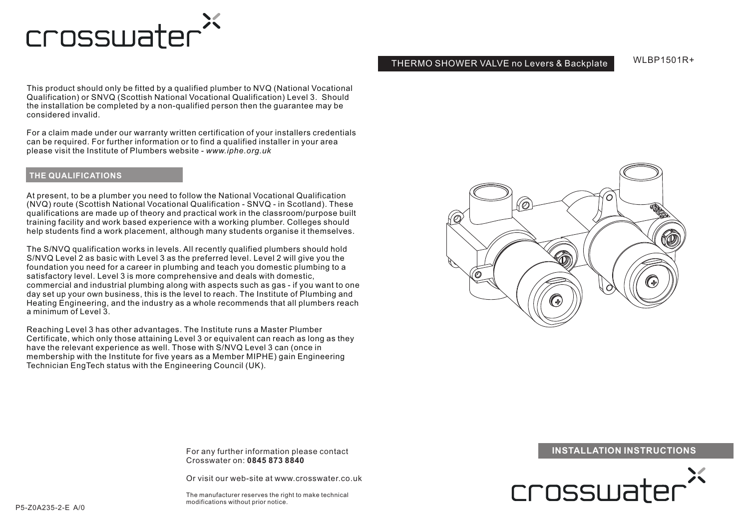crosswater

THERMO SHOWER VALVE no Levers & Backplate

WLBP1501R+

This product should only be fitted by a qualified plumber to NVQ (National Vocational Qualification) or SNVQ (Scottish National Vocational Qualification) Level 3. Should the installation be completed by a non-qualified person then the guarantee may be considered invalid.

For a claim made under our warranty written certification of your installers credentials can be required. For further information or to find a qualified installer in your area please visit the Institute of Plumbers website - *www.iphe.org.uk*

## THE QUALIFICATIONS

At present, to be a plumber you need to follow the National Vocational Qualification (NVQ) route (Scottish National Vocational Qualification - SNVQ - in Scotland). These qualifications are made up of theory and practical work in the classroom/purpose built training facility and work based experience with a working plumber. Colleges should help students find a work placement, although many students organise it themselves.

The S/NVQ qualification works in levels. All recently qualified plumbers should hold S/NVQ Level 2 as basic with Level 3 as the preferred level. Level 2 will give you the foundation you need for a career in plumbing and teach you domestic plumbing to a satisfactory level. Level 3 is more comprehensive and deals with domestic, commercial and industrial plumbing along with aspects such as gas - if you want to one day set up your own business, this is the level to reach. The Institute of Plumbing and Heating Engineering, and the industry as a whole recommends that all plumbers reach a minimum of Level 3.

Reaching Level 3 has other advantages. The Institute runs a Master Plumber Certificate, which only those attaining Level 3 or equivalent can reach as long as they have the relevant experience as well. Those with S/NVQ Level 3 can (once in membership with the Institute for five years as a Member MIPHE) gain Engineering Technician EngTech status with the Engineering Council (UK).

For any further information please contact Crosswater on: **0845 873 8840**

Or visit our web-site at www.crosswater.co.uk

The manufacturer reserves the right to make technical modifications without prior notice.

P5-Z0A235-2-E A/0

## INSTALLATION INSTRUCTIONS

crosswater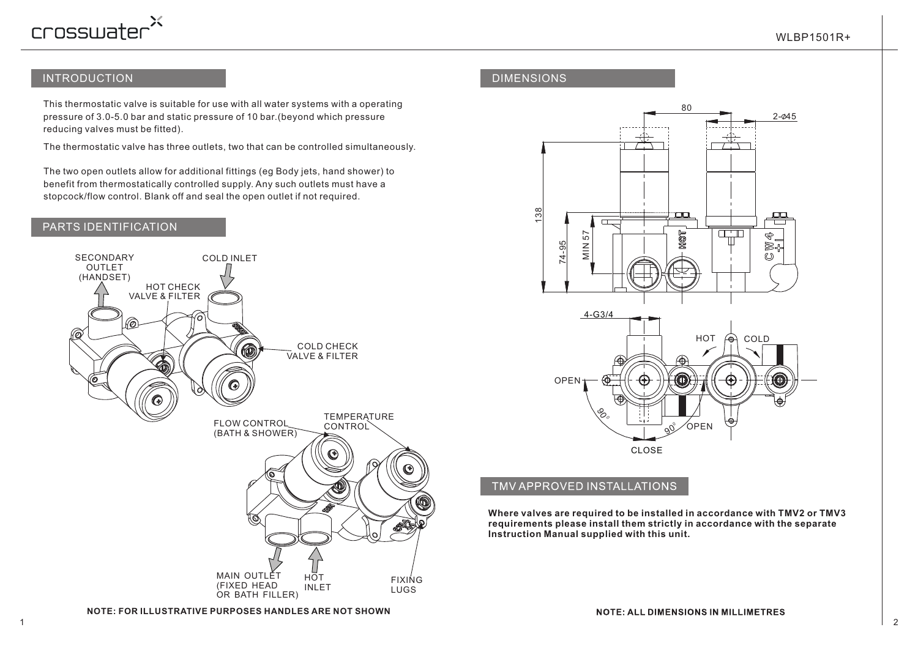## INTRODUCTION

This thermostatic valve is suitable for use with all water systems with a operating pressure of 3.0-5.0 bar and static pressure of 10 bar.(beyond which pressure reducing valves must be fitted).

The thermostatic valve has three outlets, two that can be controlled simultaneously.

The two open outlets allow for additional fittings (eg Body jets, hand shower) to benefit from thermostatically controlled supply. Any such outlets must have a stopcock/flow control. Blank off and seal the open outlet if not required.

## PARTS IDENTIFICATION

SECONDARY OUTLET (HANDSET)

COLD INLET

HOT CHECK VALVE & FILTER

COLD CHECK VALVE & FILTER

FLOW CONTROL (BATH & SHOWER)

TEMPERATURE CONTROL

MAIN OUTLET (FIXED HEAD OR BATH FILLER)

HOT INLET

FIXING LUGS

**NOTE: FOR ILLUSTRATIVE PURPOSES HANDLES ARE NOT SHOWN**

## DIMENSIONS

80

2-φ45

138

74-95

MIN 57

4-G3/4

HOT COLD

OPEN

90°

90° OPEN

CLOSE

**NOTE: ALL DIMENSIONS IN MILLIMETRES**

## TMV APPROVED INSTALLATIONS

**Where valves are required to be installed in accordance with TMV2 or TMV3 requirements please install them strictly in accordance with the separate Instruction Manual supplied with this unit.**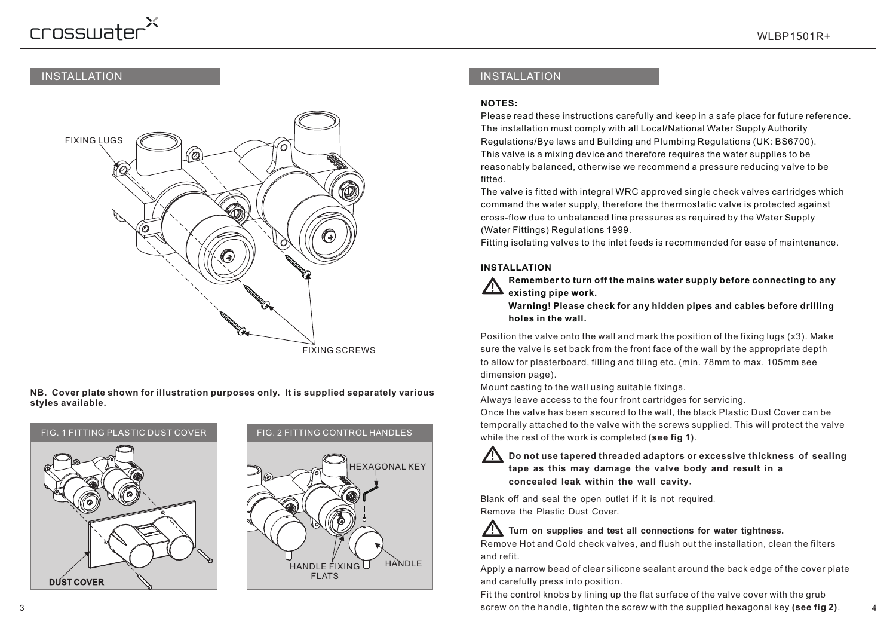## INSTALLATION

FIXING LUGS

FIXING SCREWS

**NB. Cover plate shown for illustration purposes only. It is supplied separately various styles available.**

FIG. 1 FITTING PLASTIC DUST COVER

**DUST COVER**

FIG. 2 FITTING CONTROL HANDLES

HEXAGONAL KEY

HANDLE FIXING FLATS

HANDLE

## INSTALLATION

**NOTES:**

Please read these instructions carefully and keep in a safe place for future reference.
The installation must comply with all Local/National Water Supply Authority Regulations/Bye laws and Building and Plumbing Regulations (UK: BS6700).
This valve is a mixing device and therefore requires the water supplies to be reasonably balanced, otherwise we recommend a pressure reducing valve to be fitted.
The valve is fitted with integral WRC approved single check valves cartridges which command the water supply, therefore the thermostatic valve is protected against cross-flow due to unbalanced line pressures as required by the Water Supply (Water Fittings) Regulations 1999.
Fitting isolating valves to the inlet feeds is recommended for ease of maintenance.

**INSTALLATION**

⚠ **Remember to turn off the mains water supply before connecting to any existing pipe work.**
**Warning! Please check for any hidden pipes and cables before drilling holes in the wall.**

Position the valve onto the wall and mark the position of the fixing lugs (x3). Make sure the valve is set back from the front face of the wall by the appropriate depth to allow for plasterboard, filling and tiling etc. (min. 78mm to max. 105mm see dimension page).
Mount casting to the wall using suitable fixings.
Always leave access to the four front cartridges for servicing.
Once the valve has been secured to the wall, the black Plastic Dust Cover can be temporally attached to the valve with the screws supplied. This will protect the valve while the rest of the work is completed **(see fig 1)**.

⚠ **Do not use tapered threaded adaptors or excessive thickness of sealing tape as this may damage the valve body and result in a concealed leak within the wall cavity**.

Blank off and seal the open outlet if it is not required.
Remove the Plastic Dust Cover.

⚠ **Turn on supplies and test all connections for water tightness.**

Remove Hot and Cold check valves, and flush out the installation, clean the filters and refit.
Apply a narrow bead of clear silicone sealant around the back edge of the cover plate and carefully press into position.
Fit the control knobs by lining up the flat surface of the valve cover with the grub screw on the handle, tighten the screw with the supplied hexagonal key **(see fig 2)**.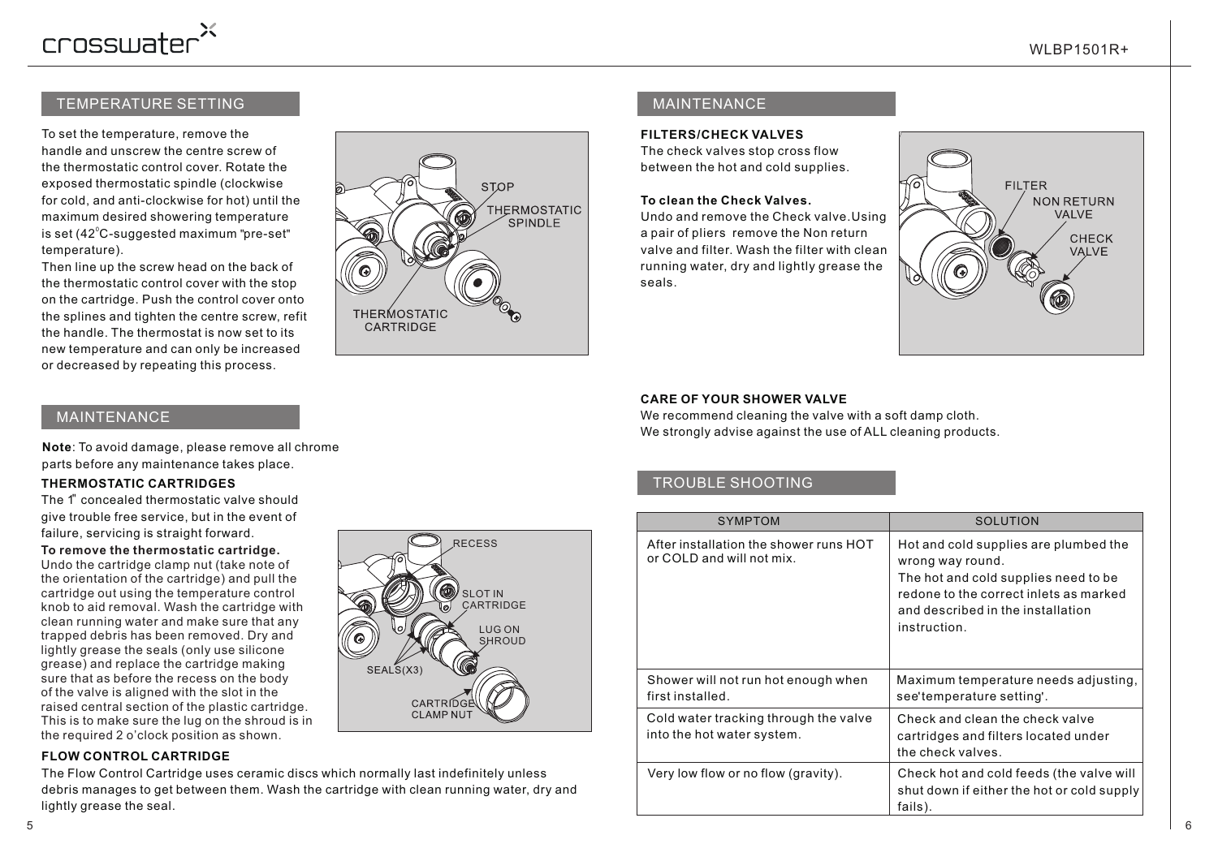## TEMPERATURE SETTING

To set the temperature, remove the handle and unscrew the centre screw of the thermostatic control cover. Rotate the exposed thermostatic spindle (clockwise for cold, and anti-clockwise for hot) until the maximum desired showering temperature is set (42°C-suggested maximum "pre-set" temperature).

Then line up the screw head on the back of the thermostatic control cover with the stop on the cartridge. Push the control cover onto the splines and tighten the centre screw, refit the handle. The thermostat is now set to its new temperature and can only be increased or decreased by repeating this process.

STOP

THERMOSTATIC SPINDLE

THERMOSTATIC CARTRIDGE

## MAINTENANCE

**Note**: To avoid damage, please remove all chrome parts before any maintenance takes place.

**THERMOSTATIC CARTRIDGES**

The 1" concealed thermostatic valve should give trouble free service, but in the event of failure, servicing is straight forward.

**To remove the thermostatic cartridge.**

Undo the cartridge clamp nut (take note of the orientation of the cartridge) and pull the cartridge out using the temperature control knob to aid removal. Wash the cartridge with clean running water and make sure that any trapped debris has been removed. Dry and lightly grease the seals (only use silicone grease) and replace the cartridge making sure that as before the recess on the body of the valve is aligned with the slot in the raised central section of the plastic cartridge. This is to make sure the lug on the shroud is in the required 2 o'clock position as shown.

RECESS

SLOT IN CARTRIDGE

LUG ON SHROUD

SEALS(X3)

CARTRIDGE CLAMP NUT

**FLOW CONTROL CARTRIDGE**

The Flow Control Cartridge uses ceramic discs which normally last indefinitely unless debris manages to get between them. Wash the cartridge with clean running water, dry and lightly grease the seal.

## MAINTENANCE

**FILTERS/CHECK VALVES**

The check valves stop cross flow between the hot and cold supplies.

**To clean the Check Valves.**

Undo and remove the Check valve.Using a pair of pliers remove the Non return valve and filter. Wash the filter with clean running water, dry and lightly grease the seals.

FILTER

NON RETURN VALVE

CHECK VALVE

**CARE OF YOUR SHOWER VALVE**

We recommend cleaning the valve with a soft damp cloth.
We strongly advise against the use of ALL cleaning products.

## TROUBLE SHOOTING

| SYMPTOM | SOLUTION |
|---|---|
| After installation the shower runs HOT or COLD and will not mix. | Hot and cold supplies are plumbed the wrong way round. The hot and cold supplies need to be redone to the correct inlets as marked and described in the installation instruction. |
| Shower will not run hot enough when first installed. | Maximum temperature needs adjusting, see'temperature setting'. |
| Cold water tracking through the valve into the hot water system. | Check and clean the check valve cartridges and filters located under the check valves. |
| Very low flow or no flow (gravity). | Check hot and cold feeds (the valve will shut down if either the hot or cold supply fails). |